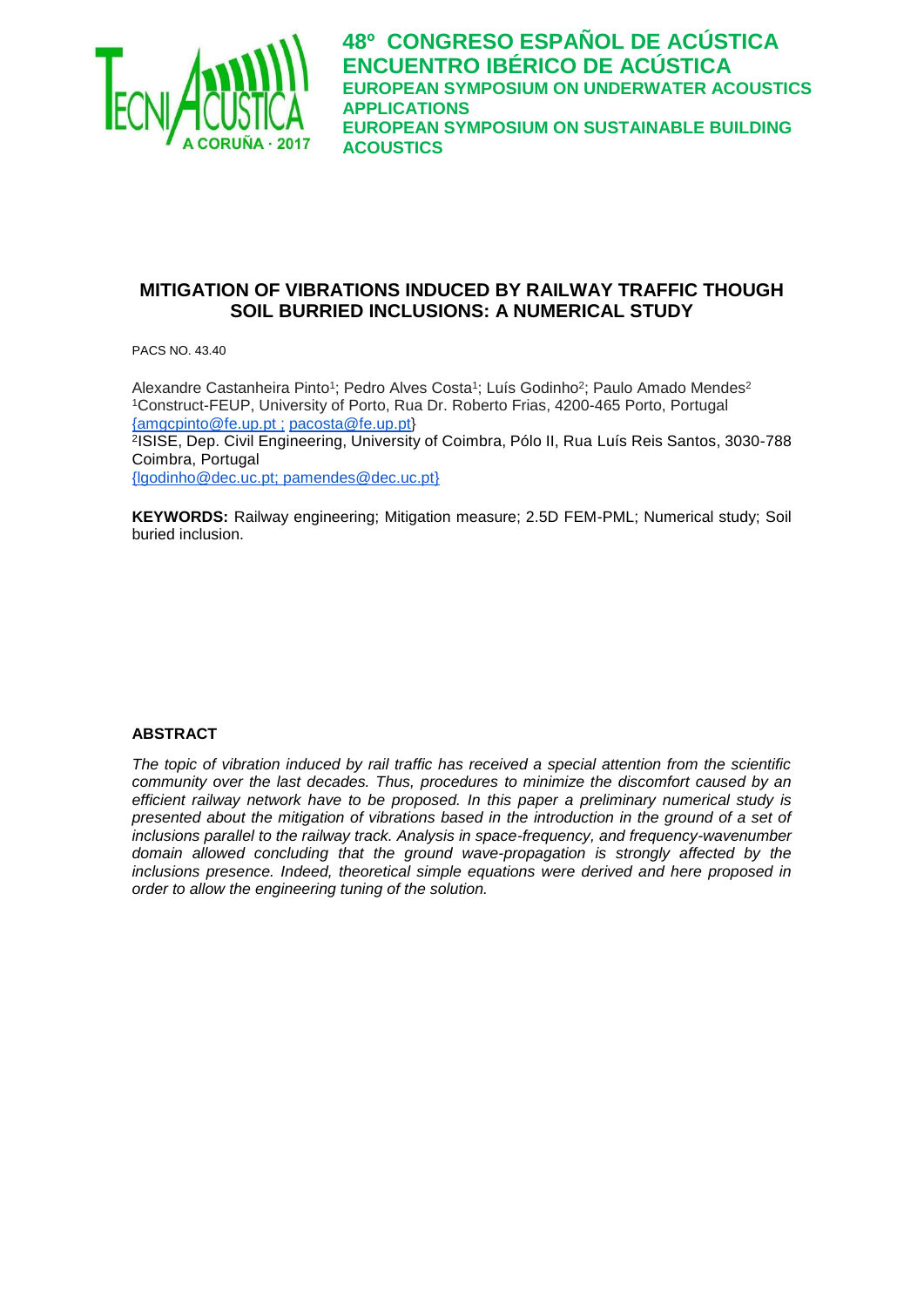# MITIGATION OF VIBRATIONS INDUCED BY RAILWAY TRAFFIC THOUGH SOIL BURRIED INCLUSIONS: A NUMERICAL STUDY

PACS NO. 43.40

Alexandre Castanheira Pinto[1]; Pedro Alves Costa[1]; Luís Godinho[2]; Paulo Amado Mendes[2]
[1]Construct-FEUP, University of Porto, Rua Dr. Roberto Frias, 4200-465 Porto, Portugal
{amgcpinto@fe.up.pt ; pacosta@fe.up.pt}
[2]ISISE, Dep. Civil Engineering, University of Coimbra, Pólo II, Rua Luís Reis Santos, 3030-788 Coimbra, Portugal
{lgodinho@dec.uc.pt; pamendes@dec.uc.pt}

**KEYWORDS:** Railway engineering; Mitigation measure; 2.5D FEM-PML; Numerical study; Soil buried inclusion.

## ABSTRACT

*The topic of vibration induced by rail traffic has received a special attention from the scientific community over the last decades. Thus, procedures to minimize the discomfort caused by an efficient railway network have to be proposed. In this paper a preliminary numerical study is presented about the mitigation of vibrations based in the introduction in the ground of a set of inclusions parallel to the railway track. Analysis in space-frequency, and frequency-wavenumber domain allowed concluding that the ground wave-propagation is strongly affected by the inclusions presence. Indeed, theoretical simple equations were derived and here proposed in order to allow the engineering tuning of the solution.*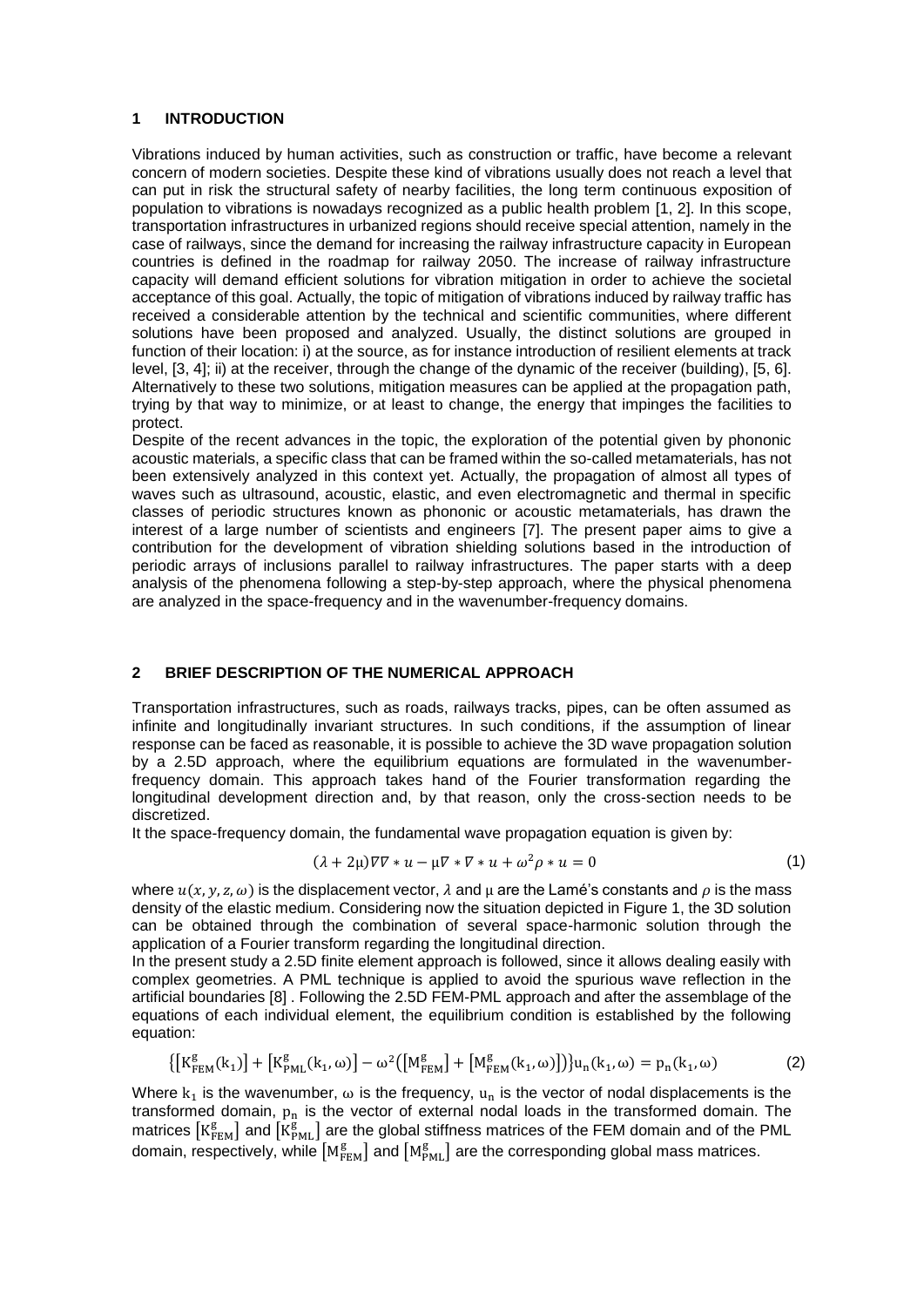## 1 INTRODUCTION

Vibrations induced by human activities, such as construction or traffic, have become a relevant concern of modern societies. Despite these kind of vibrations usually does not reach a level that can put in risk the structural safety of nearby facilities, the long term continuous exposition of population to vibrations is nowadays recognized as a public health problem [1, 2]. In this scope, transportation infrastructures in urbanized regions should receive special attention, namely in the case of railways, since the demand for increasing the railway infrastructure capacity in European countries is defined in the roadmap for railway 2050. The increase of railway infrastructure capacity will demand efficient solutions for vibration mitigation in order to achieve the societal acceptance of this goal. Actually, the topic of mitigation of vibrations induced by railway traffic has received a considerable attention by the technical and scientific communities, where different solutions have been proposed and analyzed. Usually, the distinct solutions are grouped in function of their location: i) at the source, as for instance introduction of resilient elements at track level, [3, 4]; ii) at the receiver, through the change of the dynamic of the receiver (building), [5, 6]. Alternatively to these two solutions, mitigation measures can be applied at the propagation path, trying by that way to minimize, or at least to change, the energy that impinges the facilities to protect.

Despite of the recent advances in the topic, the exploration of the potential given by phononic acoustic materials, a specific class that can be framed within the so-called metamaterials, has not been extensively analyzed in this context yet. Actually, the propagation of almost all types of waves such as ultrasound, acoustic, elastic, and even electromagnetic and thermal in specific classes of periodic structures known as phononic or acoustic metamaterials, has drawn the interest of a large number of scientists and engineers [7]. The present paper aims to give a contribution for the development of vibration shielding solutions based in the introduction of periodic arrays of inclusions parallel to railway infrastructures. The paper starts with a deep analysis of the phenomena following a step-by-step approach, where the physical phenomena are analyzed in the space-frequency and in the wavenumber-frequency domains.

## 2 BRIEF DESCRIPTION OF THE NUMERICAL APPROACH

Transportation infrastructures, such as roads, railways tracks, pipes, can be often assumed as infinite and longitudinally invariant structures. In such conditions, if the assumption of linear response can be faced as reasonable, it is possible to achieve the 3D wave propagation solution by a 2.5D approach, where the equilibrium equations are formulated in the wavenumber-frequency domain. This approach takes hand of the Fourier transformation regarding the longitudinal development direction and, by that reason, only the cross-section needs to be discretized.

It the space-frequency domain, the fundamental wave propagation equation is given by:

$$(\lambda + 2\mu)\nabla\nabla * u - \mu\nabla * \nabla * u + \omega^2 \rho * u = 0 \tag{1}$$

where $u(x, y, z, \omega)$ is the displacement vector, $\lambda$ and $\mu$ are the Lamé's constants and $\rho$ is the mass density of the elastic medium. Considering now the situation depicted in Figure 1, the 3D solution can be obtained through the combination of several space-harmonic solution through the application of a Fourier transform regarding the longitudinal direction.

In the present study a 2.5D finite element approach is followed, since it allows dealing easily with complex geometries. A PML technique is applied to avoid the spurious wave reflection in the artificial boundaries [8] . Following the 2.5D FEM-PML approach and after the assemblage of the equations of each individual element, the equilibrium condition is established by the following equation:

$$\left\{\left[K_{FEM}^{g}(k_1)\right] + \left[K_{PML}^{g}(k_1, \omega)\right] - \omega^2\left(\left[M_{FEM}^{g}\right] + \left[M_{FEM}^{g}(k_1, \omega)\right]\right)\right\} u_n(k_1, \omega) = p_n(k_1, \omega) \tag{2}$$

Where $k_1$ is the wavenumber, $\omega$ is the frequency, $u_n$ is the vector of nodal displacements is the transformed domain, $p_n$ is the vector of external nodal loads in the transformed domain. The matrices $\left[K_{FEM}^{g}\right]$ and $\left[K_{PML}^{g}\right]$ are the global stiffness matrices of the FEM domain and of the PML domain, respectively, while $\left[M_{FEM}^{g}\right]$ and $\left[M_{PML}^{g}\right]$ are the corresponding global mass matrices.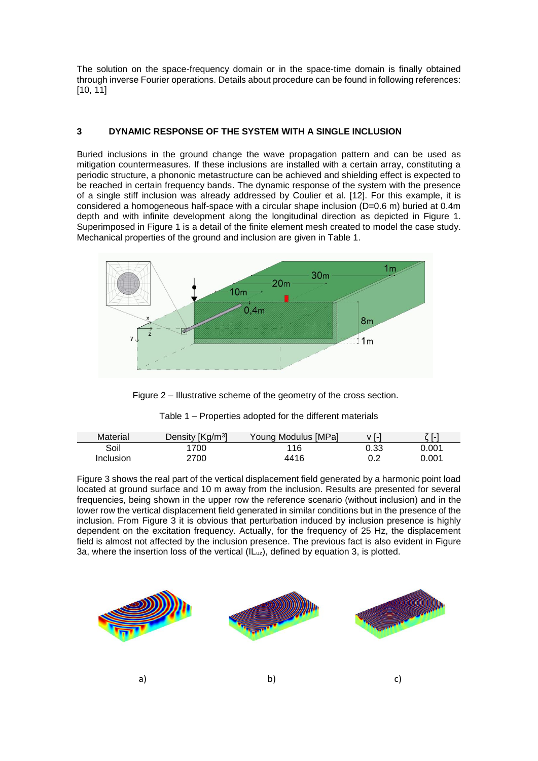The solution on the space-frequency domain or in the space-time domain is finally obtained through inverse Fourier operations. Details about procedure can be found in following references: [10, 11]

## 3 DYNAMIC RESPONSE OF THE SYSTEM WITH A SINGLE INCLUSION

Buried inclusions in the ground change the wave propagation pattern and can be used as mitigation countermeasures. If these inclusions are installed with a certain array, constituting a periodic structure, a phononic metastructure can be achieved and shielding effect is expected to be reached in certain frequency bands. The dynamic response of the system with the presence of a single stiff inclusion was already addressed by Coulier et al. [12]. For this example, it is considered a homogeneous half-space with a circular shape inclusion (D=0.6 m) buried at 0.4m depth and with infinite development along the longitudinal direction as depicted in Figure 1. Superimposed in Figure 1 is a detail of the finite element mesh created to model the case study. Mechanical properties of the ground and inclusion are given in Table 1.

Figure 2 – Illustrative scheme of the geometry of the cross section.

Table 1 – Properties adopted for the different materials

| Material | Density [Kg/m$^3$] | Young Modulus [MPa] | ν [-] | ζ [-] |
|---|---|---|---|---|
| Soil | 1700 | 116 | 0.33 | 0.001 |
| Inclusion | 2700 | 4416 | 0.2 | 0.001 |

Figure 3 shows the real part of the vertical displacement field generated by a harmonic point load located at ground surface and 10 m away from the inclusion. Results are presented for several frequencies, being shown in the upper row the reference scenario (without inclusion) and in the lower row the vertical displacement field generated in similar conditions but in the presence of the inclusion. From Figure 3 it is obvious that perturbation induced by inclusion presence is highly dependent on the excitation frequency. Actually, for the frequency of 25 Hz, the displacement field is almost not affected by the inclusion presence. The previous fact is also evident in Figure 3a, where the insertion loss of the vertical ($IL_{uz}$), defined by equation 3, is plotted.

a) b) c)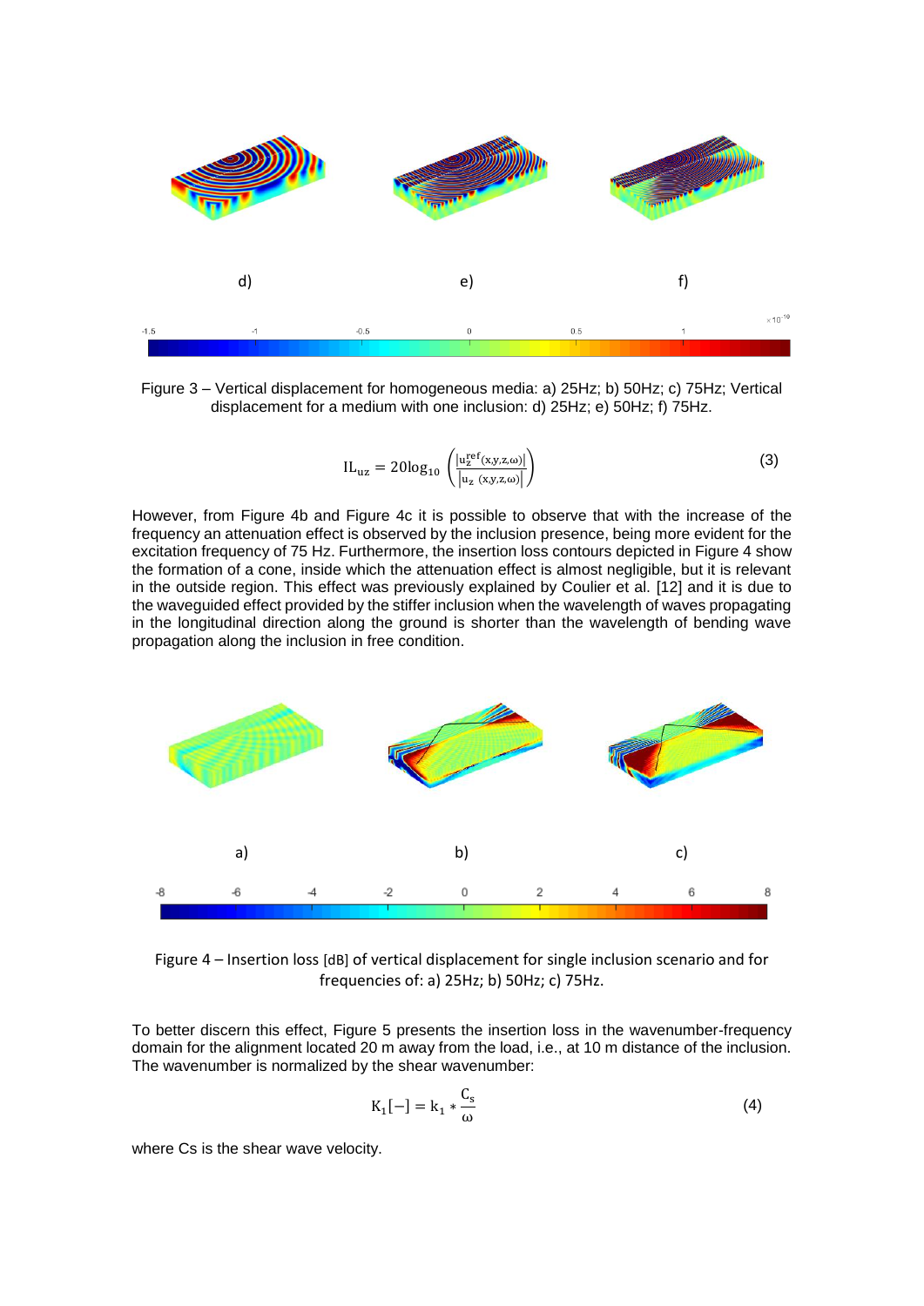d) e) f)

Figure 3 – Vertical displacement for homogeneous media: a) 25Hz; b) 50Hz; c) 75Hz; Vertical displacement for a medium with one inclusion: d) 25Hz; e) 50Hz; f) 75Hz.

$$\mathrm{IL}_{uz} = 20\log_{10}\left(\frac{\left|u_z^{ref}(x,y,z,\omega)\right|}{\left|u_z\ (x,y,z,\omega)\right|}\right) \tag{3}$$

However, from Figure 4b and Figure 4c it is possible to observe that with the increase of the frequency an attenuation effect is observed by the inclusion presence, being more evident for the excitation frequency of 75 Hz. Furthermore, the insertion loss contours depicted in Figure 4 show the formation of a cone, inside which the attenuation effect is almost negligible, but it is relevant in the outside region. This effect was previously explained by Coulier et al. [12] and it is due to the waveguided effect provided by the stiffer inclusion when the wavelength of waves propagating in the longitudinal direction along the ground is shorter than the wavelength of bending wave propagation along the inclusion in free condition.

a) b) c)

Figure 4 – Insertion loss [dB] of vertical displacement for single inclusion scenario and for frequencies of: a) 25Hz; b) 50Hz; c) 75Hz.

To better discern this effect, Figure 5 presents the insertion loss in the wavenumber-frequency domain for the alignment located 20 m away from the load, i.e., at 10 m distance of the inclusion. The wavenumber is normalized by the shear wavenumber:

$$K_1[-] = k_1 * \frac{C_s}{\omega} \tag{4}$$

where Cs is the shear wave velocity.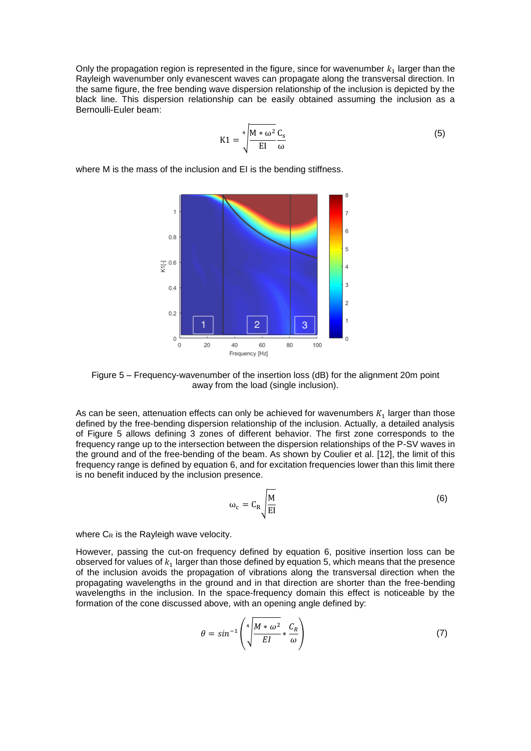Only the propagation region is represented in the figure, since for wavenumber $k_1$ larger than the Rayleigh wavenumber only evanescent waves can propagate along the transversal direction. In the same figure, the free bending wave dispersion relationship of the inclusion is depicted by the black line. This dispersion relationship can be easily obtained assuming the inclusion as a Bernoulli-Euler beam:

$$\mathrm{K1} = \sqrt[4]{\frac{\mathrm{M} * \omega^2}{\mathrm{EI}}} \frac{\mathrm{C_s}}{\omega} \tag{5}$$

where M is the mass of the inclusion and EI is the bending stiffness.

Figure 5 – Frequency-wavenumber of the insertion loss (dB) for the alignment 20m point away from the load (single inclusion).

As can be seen, attenuation effects can only be achieved for wavenumbers $K_1$ larger than those defined by the free-bending dispersion relationship of the inclusion. Actually, a detailed analysis of Figure 5 allows defining 3 zones of different behavior. The first zone corresponds to the frequency range up to the intersection between the dispersion relationships of the P-SV waves in the ground and of the free-bending of the beam. As shown by Coulier et al. [12], the limit of this frequency range is defined by equation 6, and for excitation frequencies lower than this limit there is no benefit induced by the inclusion presence.

$$\omega_c = \mathrm{C_R} \sqrt{\frac{\mathrm{M}}{\mathrm{EI}}} \tag{6}$$

where $C_R$ is the Rayleigh wave velocity.

However, passing the cut-on frequency defined by equation 6, positive insertion loss can be observed for values of $k_1$ larger than those defined by equation 5, which means that the presence of the inclusion avoids the propagation of vibrations along the transversal direction when the propagating wavelengths in the ground and in that direction are shorter than the free-bending wavelengths in the inclusion. In the space-frequency domain this effect is noticeable by the formation of the cone discussed above, with an opening angle defined by:

$$\theta = sin^{-1}\left(\sqrt[4]{\frac{M * \omega^2}{EI}} * \frac{C_R}{\omega}\right) \tag{7}$$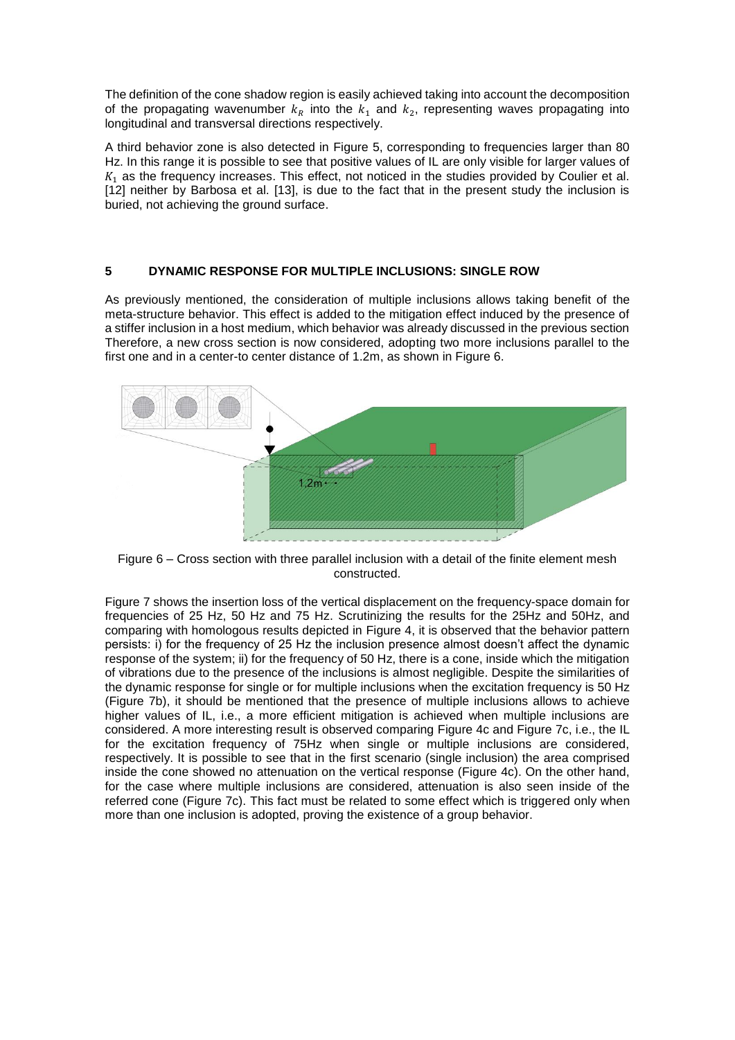The definition of the cone shadow region is easily achieved taking into account the decomposition of the propagating wavenumber $k_R$ into the $k_1$ and $k_2$, representing waves propagating into longitudinal and transversal directions respectively.

A third behavior zone is also detected in Figure 5, corresponding to frequencies larger than 80 Hz. In this range it is possible to see that positive values of IL are only visible for larger values of $K_1$ as the frequency increases. This effect, not noticed in the studies provided by Coulier et al. [12] neither by Barbosa et al. [13], is due to the fact that in the present study the inclusion is buried, not achieving the ground surface.

## 5 DYNAMIC RESPONSE FOR MULTIPLE INCLUSIONS: SINGLE ROW

As previously mentioned, the consideration of multiple inclusions allows taking benefit of the meta-structure behavior. This effect is added to the mitigation effect induced by the presence of a stiffer inclusion in a host medium, which behavior was already discussed in the previous section Therefore, a new cross section is now considered, adopting two more inclusions parallel to the first one and in a center-to center distance of 1.2m, as shown in Figure 6.

Figure 6 – Cross section with three parallel inclusion with a detail of the finite element mesh constructed.

Figure 7 shows the insertion loss of the vertical displacement on the frequency-space domain for frequencies of 25 Hz, 50 Hz and 75 Hz. Scrutinizing the results for the 25Hz and 50Hz, and comparing with homologous results depicted in Figure 4, it is observed that the behavior pattern persists: i) for the frequency of 25 Hz the inclusion presence almost doesn't affect the dynamic response of the system; ii) for the frequency of 50 Hz, there is a cone, inside which the mitigation of vibrations due to the presence of the inclusions is almost negligible. Despite the similarities of the dynamic response for single or for multiple inclusions when the excitation frequency is 50 Hz (Figure 7b), it should be mentioned that the presence of multiple inclusions allows to achieve higher values of IL, i.e., a more efficient mitigation is achieved when multiple inclusions are considered. A more interesting result is observed comparing Figure 4c and Figure 7c, i.e., the IL for the excitation frequency of 75Hz when single or multiple inclusions are considered, respectively. It is possible to see that in the first scenario (single inclusion) the area comprised inside the cone showed no attenuation on the vertical response (Figure 4c). On the other hand, for the case where multiple inclusions are considered, attenuation is also seen inside of the referred cone (Figure 7c). This fact must be related to some effect which is triggered only when more than one inclusion is adopted, proving the existence of a group behavior.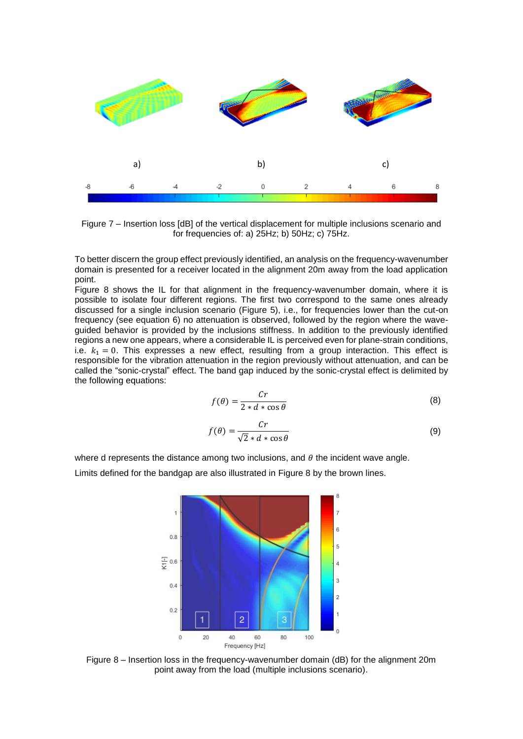Figure 7 – Insertion loss [dB] of the vertical displacement for multiple inclusions scenario and for frequencies of: a) 25Hz; b) 50Hz; c) 75Hz.

To better discern the group effect previously identified, an analysis on the frequency-wavenumber domain is presented for a receiver located in the alignment 20m away from the load application point.

Figure 8 shows the IL for that alignment in the frequency-wavenumber domain, where it is possible to isolate four different regions. The first two correspond to the same ones already discussed for a single inclusion scenario (Figure 5), i.e., for frequencies lower than the cut-on frequency (see equation 6) no attenuation is observed, followed by the region where the wave-guided behavior is provided by the inclusions stiffness. In addition to the previously identified regions a new one appears, where a considerable IL is perceived even for plane-strain conditions, i.e. $k_1 = 0$. This expresses a new effect, resulting from a group interaction. This effect is responsible for the vibration attenuation in the region previously without attenuation, and can be called the "sonic-crystal" effect. The band gap induced by the sonic-crystal effect is delimited by the following equations:

$$f(\theta) = \frac{Cr}{2 * d * \cos\theta} \tag{8}$$

$$f(\theta) = \frac{Cr}{\sqrt{2} * d * \cos\theta} \tag{9}$$

where d represents the distance among two inclusions, and $\theta$ the incident wave angle.

Limits defined for the bandgap are also illustrated in Figure 8 by the brown lines.

Figure 8 – Insertion loss in the frequency-wavenumber domain (dB) for the alignment 20m point away from the load (multiple inclusions scenario).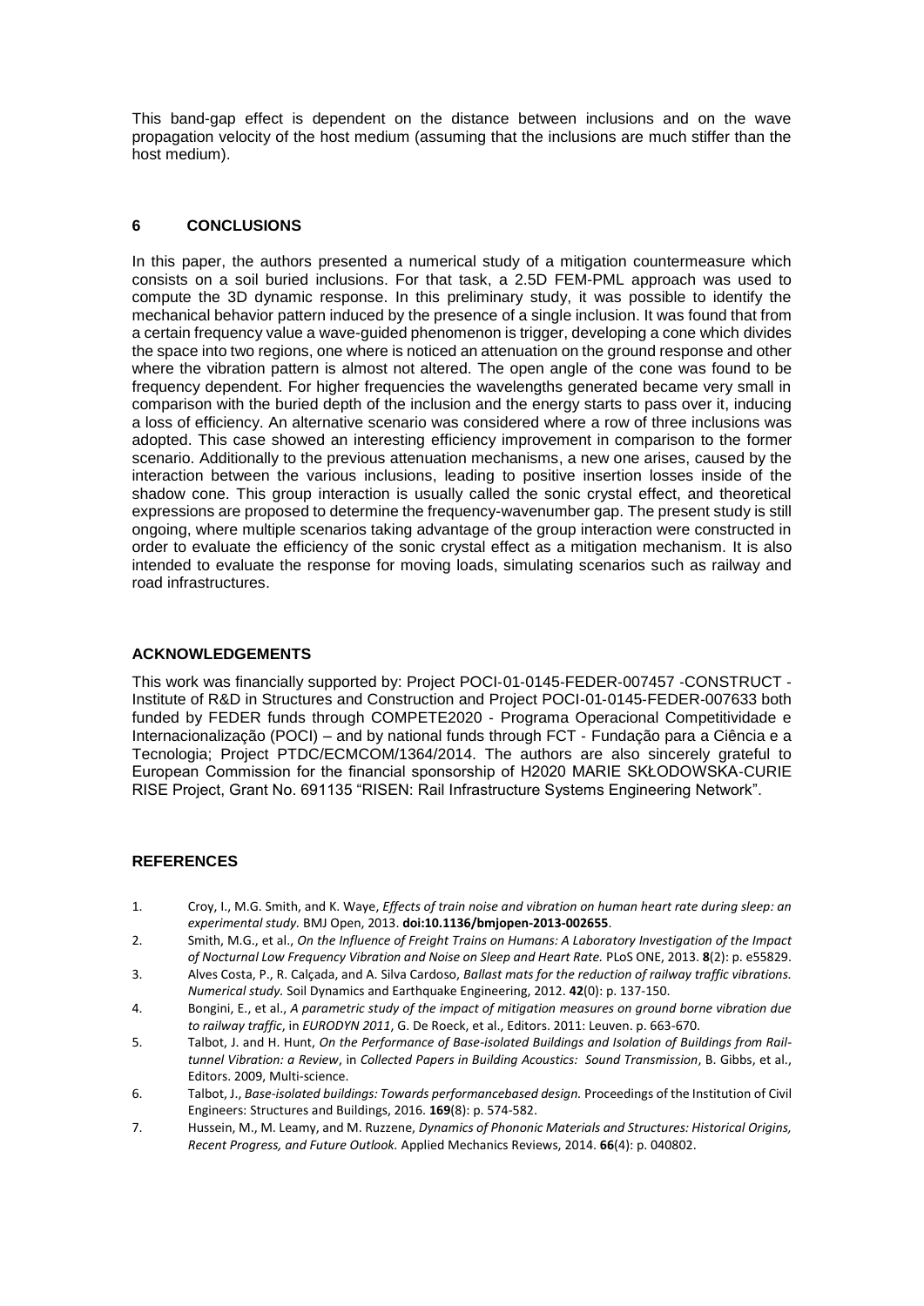This band-gap effect is dependent on the distance between inclusions and on the wave propagation velocity of the host medium (assuming that the inclusions are much stiffer than the host medium).

## 6 CONCLUSIONS

In this paper, the authors presented a numerical study of a mitigation countermeasure which consists on a soil buried inclusions. For that task, a 2.5D FEM-PML approach was used to compute the 3D dynamic response. In this preliminary study, it was possible to identify the mechanical behavior pattern induced by the presence of a single inclusion. It was found that from a certain frequency value a wave-guided phenomenon is trigger, developing a cone which divides the space into two regions, one where is noticed an attenuation on the ground response and other where the vibration pattern is almost not altered. The open angle of the cone was found to be frequency dependent. For higher frequencies the wavelengths generated became very small in comparison with the buried depth of the inclusion and the energy starts to pass over it, inducing a loss of efficiency. An alternative scenario was considered where a row of three inclusions was adopted. This case showed an interesting efficiency improvement in comparison to the former scenario. Additionally to the previous attenuation mechanisms, a new one arises, caused by the interaction between the various inclusions, leading to positive insertion losses inside of the shadow cone. This group interaction is usually called the sonic crystal effect, and theoretical expressions are proposed to determine the frequency-wavenumber gap. The present study is still ongoing, where multiple scenarios taking advantage of the group interaction were constructed in order to evaluate the efficiency of the sonic crystal effect as a mitigation mechanism. It is also intended to evaluate the response for moving loads, simulating scenarios such as railway and road infrastructures.

## ACKNOWLEDGEMENTS

This work was financially supported by: Project POCI-01-0145-FEDER-007457 -CONSTRUCT - Institute of R&D in Structures and Construction and Project POCI-01-0145-FEDER-007633 both funded by FEDER funds through COMPETE2020 - Programa Operacional Competitividade e Internacionalização (POCI) – and by national funds through FCT - Fundação para a Ciência e a Tecnologia; Project PTDC/ECMCOM/1364/2014. The authors are also sincerely grateful to European Commission for the financial sponsorship of H2020 MARIE SKŁODOWSKA-CURIE RISE Project, Grant No. 691135 "RISEN: Rail Infrastructure Systems Engineering Network".

## REFERENCES

1. Croy, I., M.G. Smith, and K. Waye, *Effects of train noise and vibration on human heart rate during sleep: an experimental study.* BMJ Open, 2013. **doi:10.1136/bmjopen-2013-002655**.
2. Smith, M.G., et al., *On the Influence of Freight Trains on Humans: A Laboratory Investigation of the Impact of Nocturnal Low Frequency Vibration and Noise on Sleep and Heart Rate.* PLoS ONE, 2013. **8**(2): p. e55829.
3. Alves Costa, P., R. Calçada, and A. Silva Cardoso, *Ballast mats for the reduction of railway traffic vibrations. Numerical study.* Soil Dynamics and Earthquake Engineering, 2012. **42**(0): p. 137-150.
4. Bongini, E., et al., *A parametric study of the impact of mitigation measures on ground borne vibration due to railway traffic*, in *EURODYN 2011*, G. De Roeck, et al., Editors. 2011: Leuven. p. 663-670.
5. Talbot, J. and H. Hunt, *On the Performance of Base-isolated Buildings and Isolation of Buildings from Rail-tunnel Vibration: a Review*, in *Collected Papers in Building Acoustics: Sound Transmission*, B. Gibbs, et al., Editors. 2009, Multi-science.
6. Talbot, J., *Base-isolated buildings: Towards performancebased design.* Proceedings of the Institution of Civil Engineers: Structures and Buildings, 2016. **169**(8): p. 574-582.
7. Hussein, M., M. Leamy, and M. Ruzzene, *Dynamics of Phononic Materials and Structures: Historical Origins, Recent Progress, and Future Outlook.* Applied Mechanics Reviews, 2014. **66**(4): p. 040802.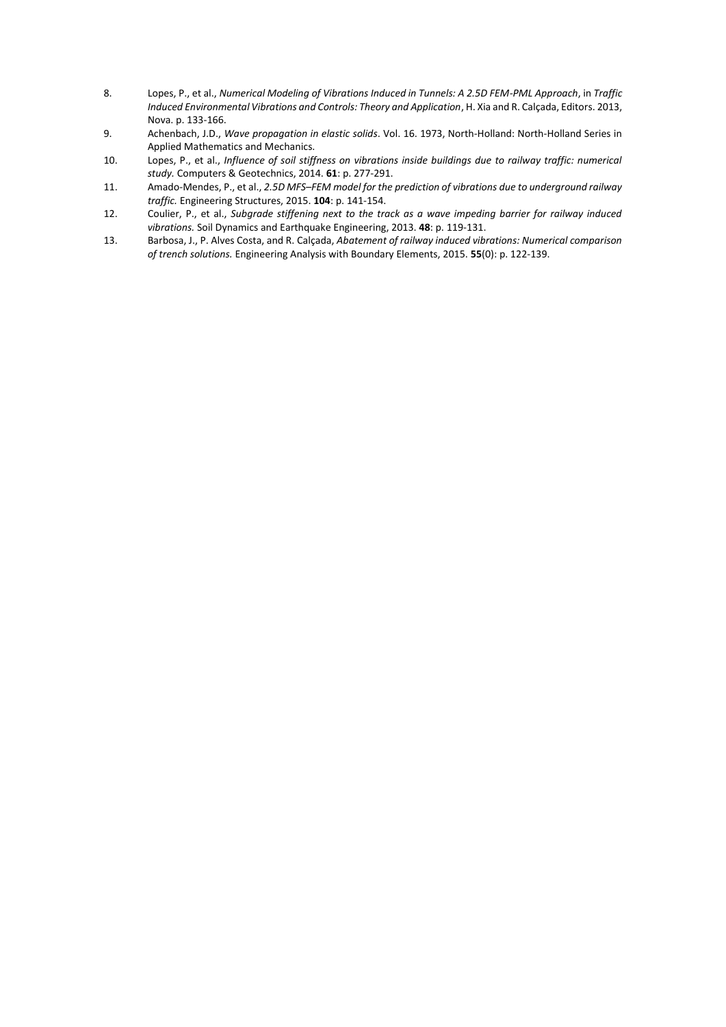8. Lopes, P., et al., *Numerical Modeling of Vibrations Induced in Tunnels: A 2.5D FEM-PML Approach*, in *Traffic Induced Environmental Vibrations and Controls: Theory and Application*, H. Xia and R. Calçada, Editors. 2013, Nova. p. 133-166.
9. Achenbach, J.D., *Wave propagation in elastic solids*. Vol. 16. 1973, North-Holland: North-Holland Series in Applied Mathematics and Mechanics.
10. Lopes, P., et al., *Influence of soil stiffness on vibrations inside buildings due to railway traffic: numerical study.* Computers & Geotechnics, 2014. **61**: p. 277-291.
11. Amado-Mendes, P., et al., *2.5D MFS–FEM model for the prediction of vibrations due to underground railway traffic.* Engineering Structures, 2015. **104**: p. 141-154.
12. Coulier, P., et al., *Subgrade stiffening next to the track as a wave impeding barrier for railway induced vibrations.* Soil Dynamics and Earthquake Engineering, 2013. **48**: p. 119-131.
13. Barbosa, J., P. Alves Costa, and R. Calçada, *Abatement of railway induced vibrations: Numerical comparison of trench solutions.* Engineering Analysis with Boundary Elements, 2015. **55**(0): p. 122-139.